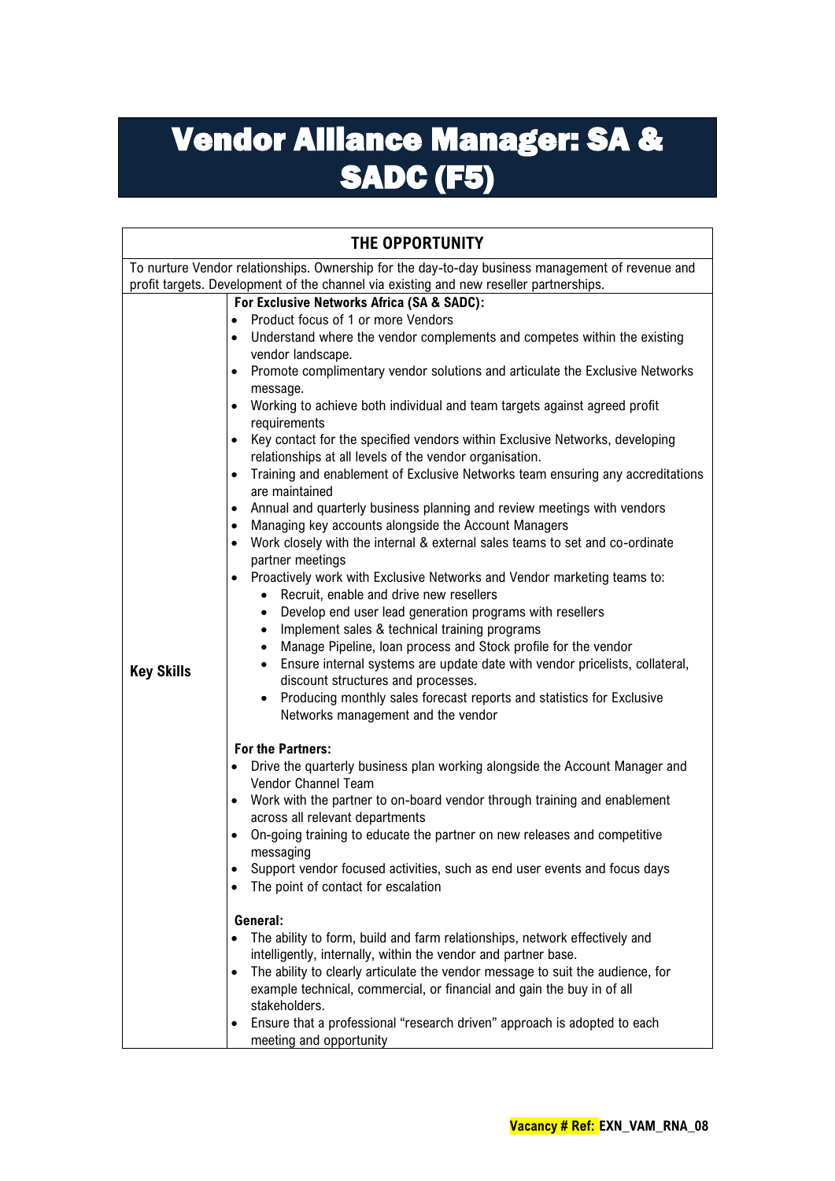# Vendor Alliance Manager: SA & SADC (F5)

| THE OPPORTUNITY | |
|---|---|
| To nurture Vendor relationships. Ownership for the day-to-day business management of revenue and profit targets. Development of the channel via existing and new reseller partnerships. | |
| **Key Skills** | **For Exclusive Networks Africa (SA & SADC):**<br>• Product focus of 1 or more Vendors<br>• Understand where the vendor complements and competes within the existing vendor landscape.<br>• Promote complimentary vendor solutions and articulate the Exclusive Networks message.<br>• Working to achieve both individual and team targets against agreed profit requirements<br>• Key contact for the specified vendors within Exclusive Networks, developing relationships at all levels of the vendor organisation.<br>• Training and enablement of Exclusive Networks team ensuring any accreditations are maintained<br>• Annual and quarterly business planning and review meetings with vendors<br>• Managing key accounts alongside the Account Managers<br>• Work closely with the internal & external sales teams to set and co-ordinate partner meetings<br>• Proactively work with Exclusive Networks and Vendor marketing teams to:<br>&nbsp;&nbsp;&nbsp;&nbsp;• Recruit, enable and drive new resellers<br>&nbsp;&nbsp;&nbsp;&nbsp;• Develop end user lead generation programs with resellers<br>&nbsp;&nbsp;&nbsp;&nbsp;• Implement sales & technical training programs<br>&nbsp;&nbsp;&nbsp;&nbsp;• Manage Pipeline, loan process and Stock profile for the vendor<br>&nbsp;&nbsp;&nbsp;&nbsp;• Ensure internal systems are update date with vendor pricelists, collateral, discount structures and processes.<br>&nbsp;&nbsp;&nbsp;&nbsp;• Producing monthly sales forecast reports and statistics for Exclusive Networks management and the vendor<br><br>**For the Partners:**<br>• Drive the quarterly business plan working alongside the Account Manager and Vendor Channel Team<br>• Work with the partner to on-board vendor through training and enablement across all relevant departments<br>• On-going training to educate the partner on new releases and competitive messaging<br>• Support vendor focused activities, such as end user events and focus days<br>• The point of contact for escalation<br><br>**General:**<br>• The ability to form, build and farm relationships, network effectively and intelligently, internally, within the vendor and partner base.<br>• The ability to clearly articulate the vendor message to suit the audience, for example technical, commercial, or financial and gain the buy in of all stakeholders.<br>• Ensure that a professional "research driven" approach is adopted to each meeting and opportunity |

**Vacancy # Ref: EXN_VAM_RNA_08**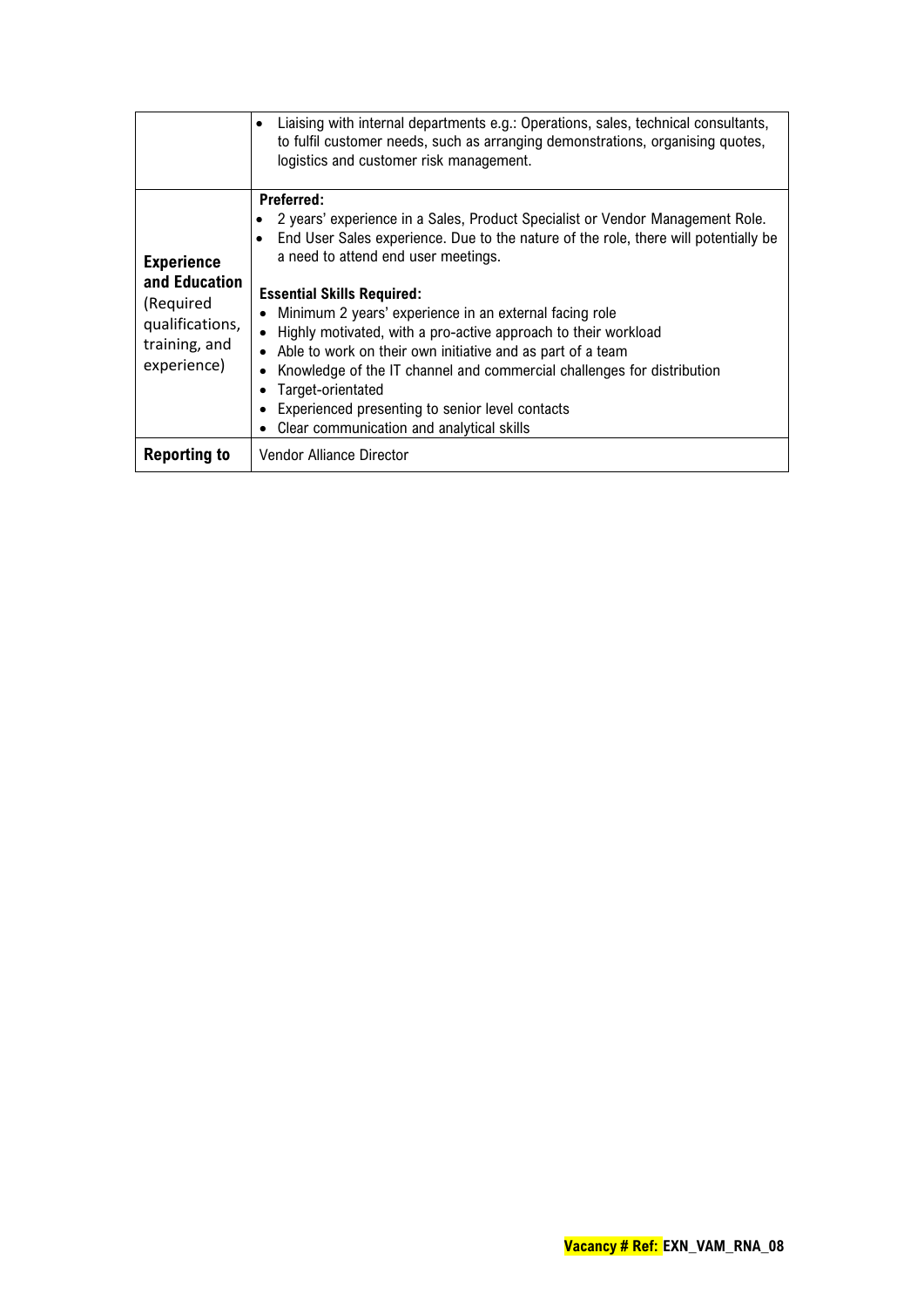| | |
|---|---|
| | • Liaising with internal departments e.g.: Operations, sales, technical consultants, to fulfil customer needs, such as arranging demonstrations, organising quotes, logistics and customer risk management. |
| **Experience and Education** (Required qualifications, training, and experience) | **Preferred:**<br>• 2 years' experience in a Sales, Product Specialist or Vendor Management Role.<br>• End User Sales experience. Due to the nature of the role, there will potentially be a need to attend end user meetings.<br><br>**Essential Skills Required:**<br>• Minimum 2 years' experience in an external facing role<br>• Highly motivated, with a pro-active approach to their workload<br>• Able to work on their own initiative and as part of a team<br>• Knowledge of the IT channel and commercial challenges for distribution<br>• Target-orientated<br>• Experienced presenting to senior level contacts<br>• Clear communication and analytical skills |
| **Reporting to** | Vendor Alliance Director |

**Vacancy # Ref: EXN_VAM_RNA_08**